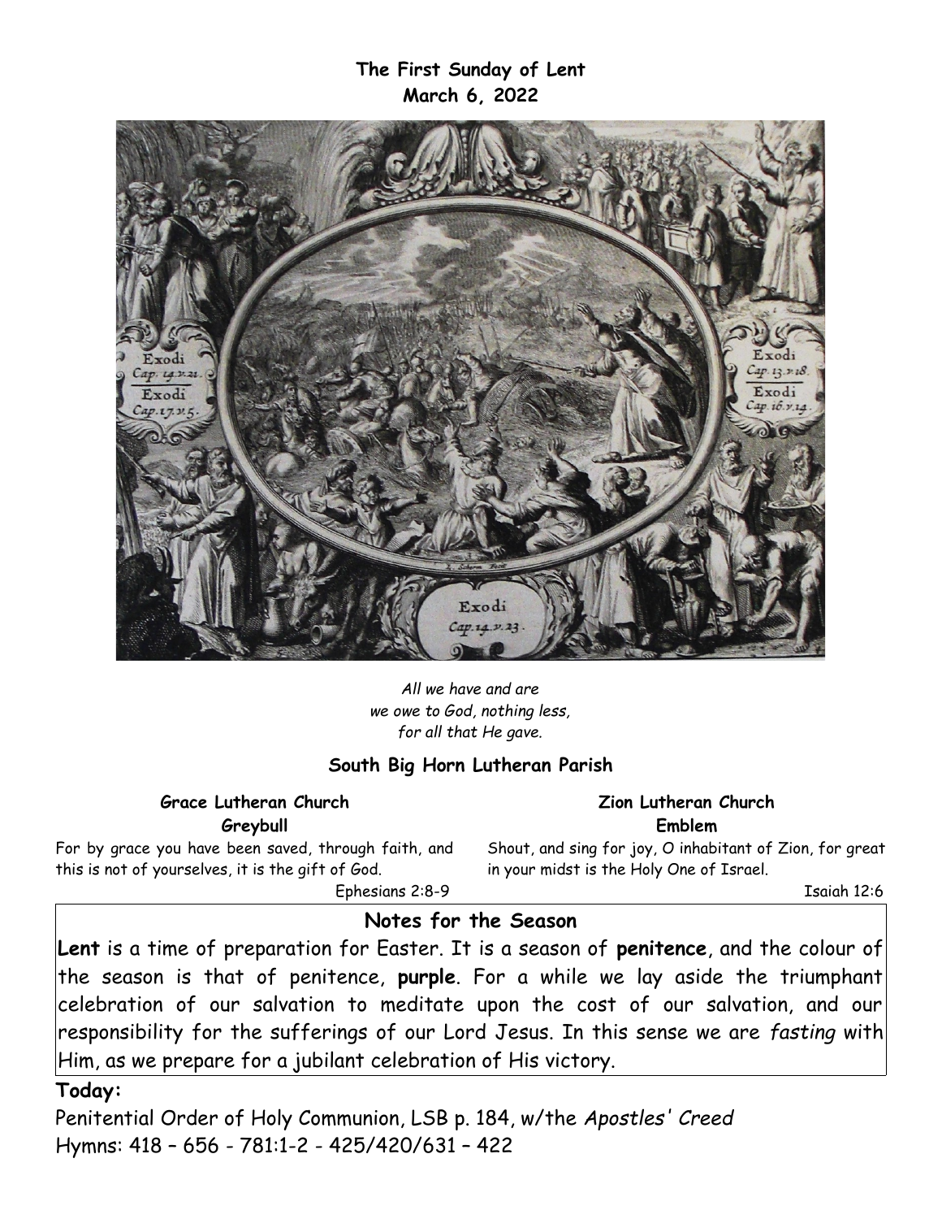**The First Sunday of Lent**
**March 6, 2022**

*All we have and are*
*we owe to God, nothing less,*
*for all that He gave.*

## South Big Horn Lutheran Parish

**Grace Lutheran Church**
**Greybull**

For by grace you have been saved, through faith, and this is not of yourselves, it is the gift of God.

Ephesians 2:8-9

**Zion Lutheran Church**
**Emblem**

Shout, and sing for joy, O inhabitant of Zion, for great in your midst is the Holy One of Israel.

Isaiah 12:6

## Notes for the Season

**Lent** is a time of preparation for Easter. It is a season of **penitence**, and the colour of the season is that of penitence, **purple**. For a while we lay aside the triumphant celebration of our salvation to meditate upon the cost of our salvation, and our responsibility for the sufferings of our Lord Jesus. In this sense we are *fasting* with Him, as we prepare for a jubilant celebration of His victory.

**Today:**

Penitential Order of Holy Communion, LSB p. 184, w/the *Apostles' Creed*
Hymns: 418 – 656 - 781:1-2 - 425/420/631 – 422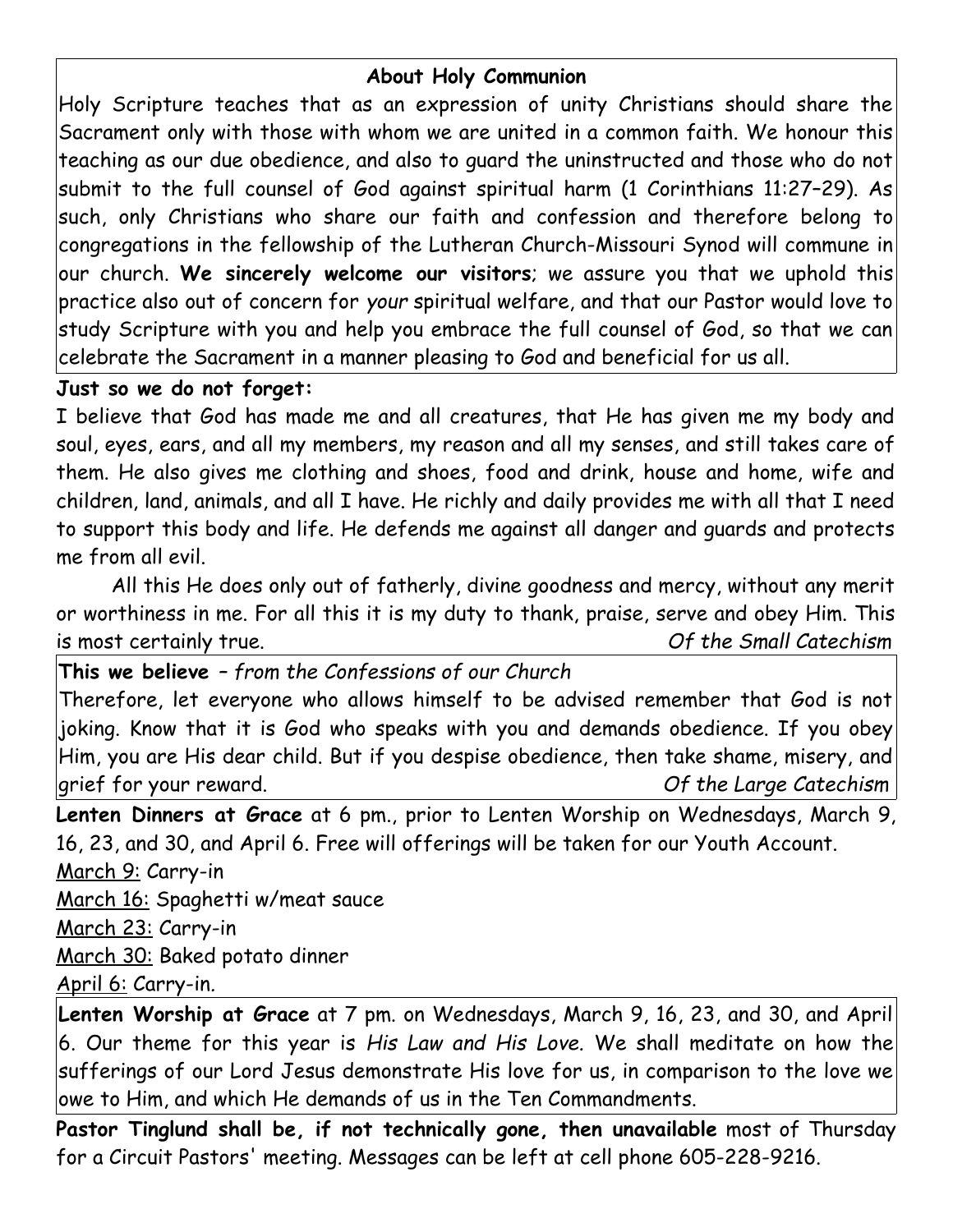## About Holy Communion

Holy Scripture teaches that as an expression of unity Christians should share the Sacrament only with those with whom we are united in a common faith. We honour this teaching as our due obedience, and also to guard the uninstructed and those who do not submit to the full counsel of God against spiritual harm (1 Corinthians 11:27–29). As such, only Christians who share our faith and confession and therefore belong to congregations in the fellowship of the Lutheran Church-Missouri Synod will commune in our church. **We sincerely welcome our visitors**; we assure you that we uphold this practice also out of concern for *your* spiritual welfare, and that our Pastor would love to study Scripture with you and help you embrace the full counsel of God, so that we can celebrate the Sacrament in a manner pleasing to God and beneficial for us all.

**Just so we do not forget:**

I believe that God has made me and all creatures, that He has given me my body and soul, eyes, ears, and all my members, my reason and all my senses, and still takes care of them. He also gives me clothing and shoes, food and drink, house and home, wife and children, land, animals, and all I have. He richly and daily provides me with all that I need to support this body and life. He defends me against all danger and guards and protects me from all evil.

All this He does only out of fatherly, divine goodness and mercy, without any merit or worthiness in me. For all this it is my duty to thank, praise, serve and obey Him. This is most certainly true. *Of the Small Catechism*

**This we believe** – *from the Confessions of our Church*

Therefore, let everyone who allows himself to be advised remember that God is not joking. Know that it is God who speaks with you and demands obedience. If you obey Him, you are His dear child. But if you despise obedience, then take shame, misery, and grief for your reward. *Of the Large Catechism*

**Lenten Dinners at Grace** at 6 pm., prior to Lenten Worship on Wednesdays, March 9, 16, 23, and 30, and April 6. Free will offerings will be taken for our Youth Account.

March 9: Carry-in

March 16: Spaghetti w/meat sauce

March 23: Carry-in

March 30: Baked potato dinner

April 6: Carry-in.

**Lenten Worship at Grace** at 7 pm. on Wednesdays, March 9, 16, 23, and 30, and April 6. Our theme for this year is *His Law and His Love.* We shall meditate on how the sufferings of our Lord Jesus demonstrate His love for us, in comparison to the love we owe to Him, and which He demands of us in the Ten Commandments.

**Pastor Tinglund shall be, if not technically gone, then unavailable** most of Thursday for a Circuit Pastors' meeting. Messages can be left at cell phone 605-228-9216.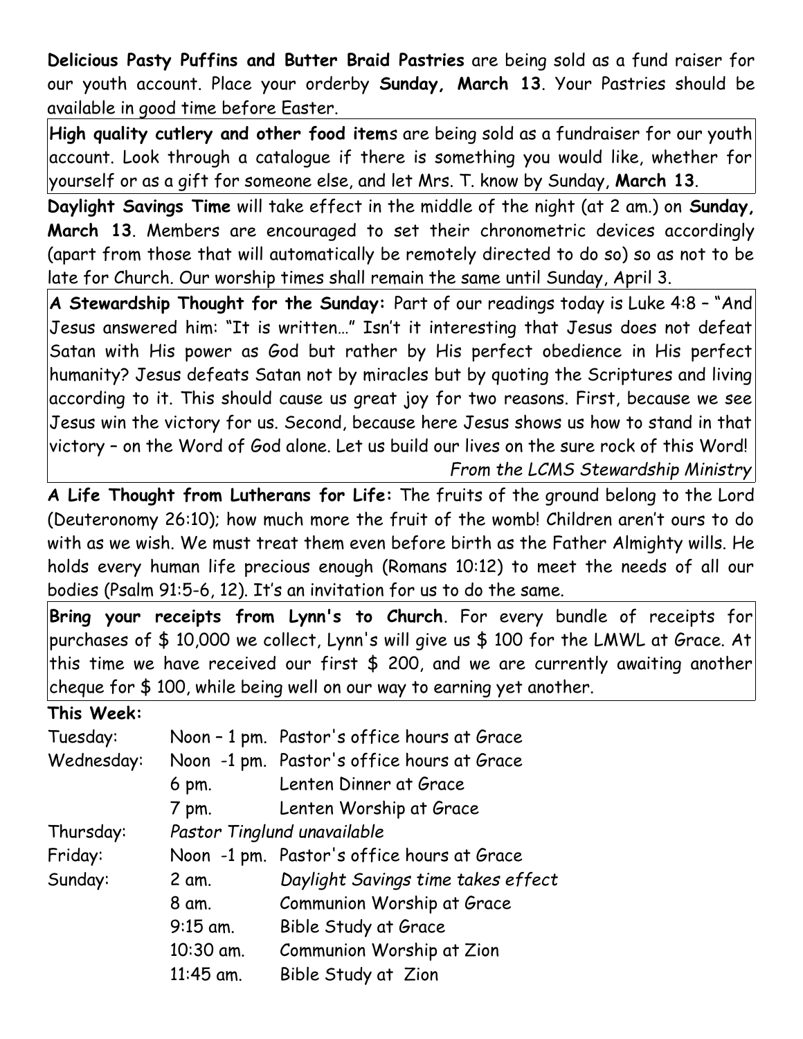**Delicious Pasty Puffins and Butter Braid Pastries** are being sold as a fund raiser for our youth account. Place your orderby **Sunday, March 13**. Your Pastries should be available in good time before Easter.

**High quality cutlery and other food item**s are being sold as a fundraiser for our youth account. Look through a catalogue if there is something you would like, whether for yourself or as a gift for someone else, and let Mrs. T. know by Sunday, **March 13**.

**Daylight Savings Time** will take effect in the middle of the night (at 2 am.) on **Sunday, March 13**. Members are encouraged to set their chronometric devices accordingly (apart from those that will automatically be remotely directed to do so) so as not to be late for Church. Our worship times shall remain the same until Sunday, April 3.

**A Stewardship Thought for the Sunday:** Part of our readings today is Luke 4:8 – "And Jesus answered him: "It is written…" Isn't it interesting that Jesus does not defeat Satan with His power as God but rather by His perfect obedience in His perfect humanity? Jesus defeats Satan not by miracles but by quoting the Scriptures and living according to it. This should cause us great joy for two reasons. First, because we see Jesus win the victory for us. Second, because here Jesus shows us how to stand in that victory – on the Word of God alone. Let us build our lives on the sure rock of this Word!

*From the LCMS Stewardship Ministry*

**A Life Thought from Lutherans for Life:** The fruits of the ground belong to the Lord (Deuteronomy 26:10); how much more the fruit of the womb! Children aren't ours to do with as we wish. We must treat them even before birth as the Father Almighty wills. He holds every human life precious enough (Romans 10:12) to meet the needs of all our bodies (Psalm 91:5-6, 12). It's an invitation for us to do the same.

**Bring your receipts from Lynn's to Church**. For every bundle of receipts for purchases of $ 10,000 we collect, Lynn's will give us $ 100 for the LMWL at Grace. At this time we have received our first $ 200, and we are currently awaiting another cheque for $ 100, while being well on our way to earning yet another.

**This Week:**

| | | |
|---|---|---|
| Tuesday: | Noon – 1 pm. | Pastor's office hours at Grace |
| Wednesday: | Noon -1 pm. | Pastor's office hours at Grace |
| | 6 pm. | Lenten Dinner at Grace |
| | 7 pm. | Lenten Worship at Grace |
| Thursday: | *Pastor Tinglund unavailable* | |
| Friday: | Noon -1 pm. | Pastor's office hours at Grace |
| Sunday: | 2 am. | *Daylight Savings time takes effect* |
| | 8 am. | Communion Worship at Grace |
| | 9:15 am. | Bible Study at Grace |
| | 10:30 am. | Communion Worship at Zion |
| | 11:45 am. | Bible Study at Zion |